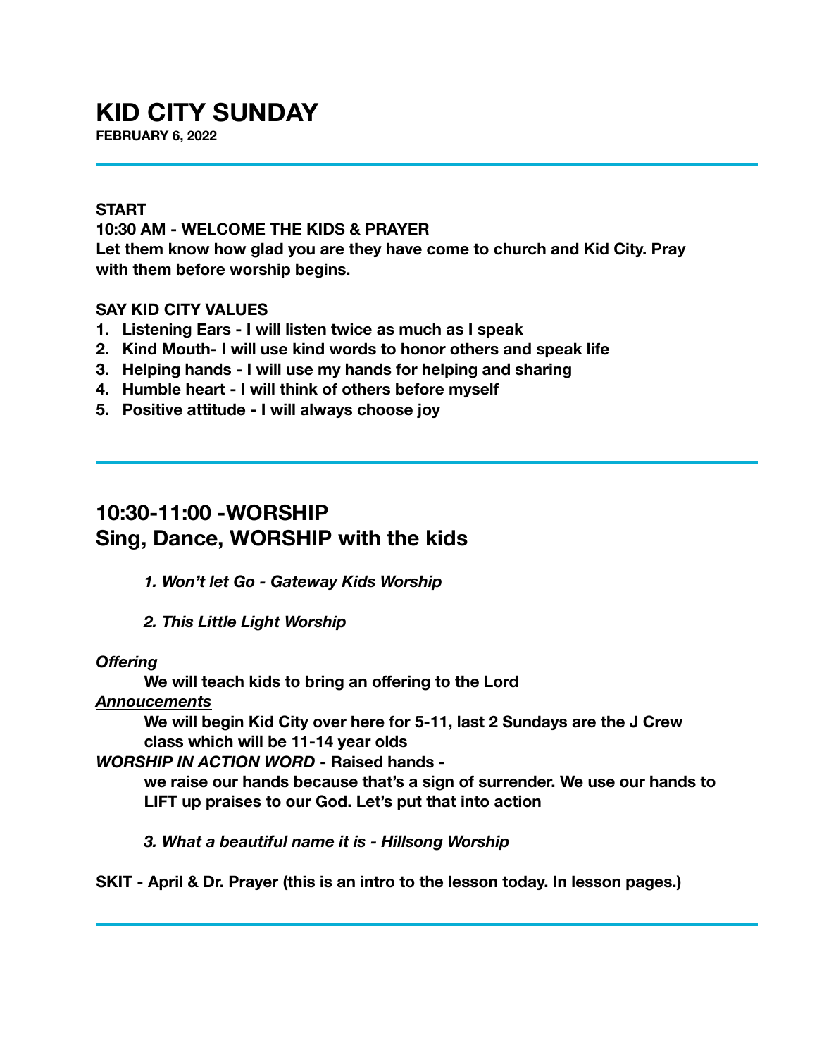# KID CITY SUNDAY

**FEBRUARY 6, 2022**

---

**START**

**10:30 AM - WELCOME THE KIDS & PRAYER**

**Let them know how glad you are they have come to church and Kid City. Pray with them before worship begins.**

**SAY KID CITY VALUES**

1. **Listening Ears - I will listen twice as much as I speak**
2. **Kind Mouth- I will use kind words to honor others and speak life**
3. **Helping hands - I will use my hands for helping and sharing**
4. **Humble heart - I will think of others before myself**
5. **Positive attitude - I will always choose joy**

---

## 10:30-11:00 -WORSHIP
## Sing, Dance, WORSHIP with the kids

> ***1. Won't let Go - Gateway Kids Worship***
>
> ***2. This Little Light Worship***

***Offering***

> **We will teach kids to bring an offering to the Lord**

***Annoucements***

> **We will begin Kid City over here for 5-11, last 2 Sundays are the J Crew class which will be 11-14 year olds**

***WORSHIP IN ACTION WORD* - Raised hands -**

> **we raise our hands because that's a sign of surrender. We use our hands to LIFT up praises to our God. Let's put that into action**
>
> ***3. What a beautiful name it is - Hillsong Worship***

**SKIT - April & Dr. Prayer (this is an intro to the lesson today. In lesson pages.)**

---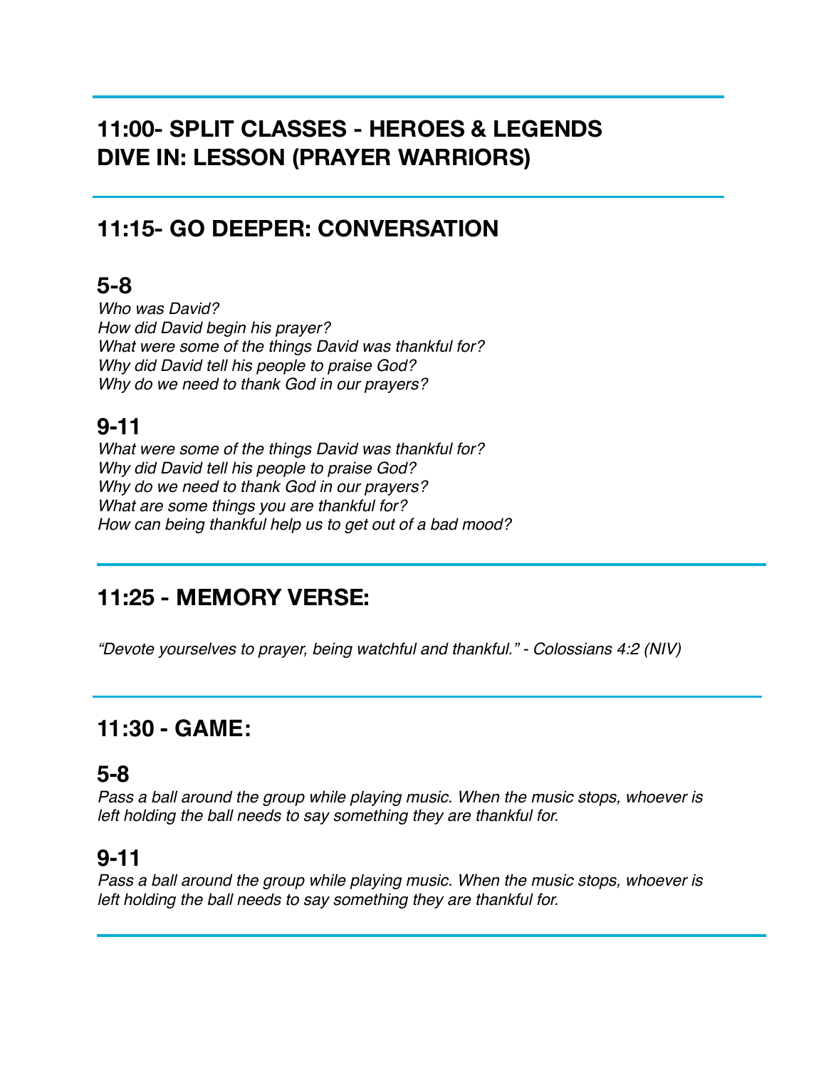## 11:00- SPLIT CLASSES - HEROES & LEGENDS DIVE IN: LESSON (PRAYER WARRIORS)

---

## 11:15- GO DEEPER: CONVERSATION

### 5-8

*Who was David?*
*How did David begin his prayer?*
*What were some of the things David was thankful for?*
*Why did David tell his people to praise God?*
*Why do we need to thank God in our prayers?*

### 9-11

*What were some of the things David was thankful for?*
*Why did David tell his people to praise God?*
*Why do we need to thank God in our prayers?*
*What are some things you are thankful for?*
*How can being thankful help us to get out of a bad mood?*

---

## 11:25 - MEMORY VERSE:

*"Devote yourselves to prayer, being watchful and thankful." - Colossians 4:2 (NIV)*

---

## 11:30 - GAME:

### 5-8

*Pass a ball around the group while playing music. When the music stops, whoever is left holding the ball needs to say something they are thankful for.*

### 9-11

*Pass a ball around the group while playing music. When the music stops, whoever is left holding the ball needs to say something they are thankful for.*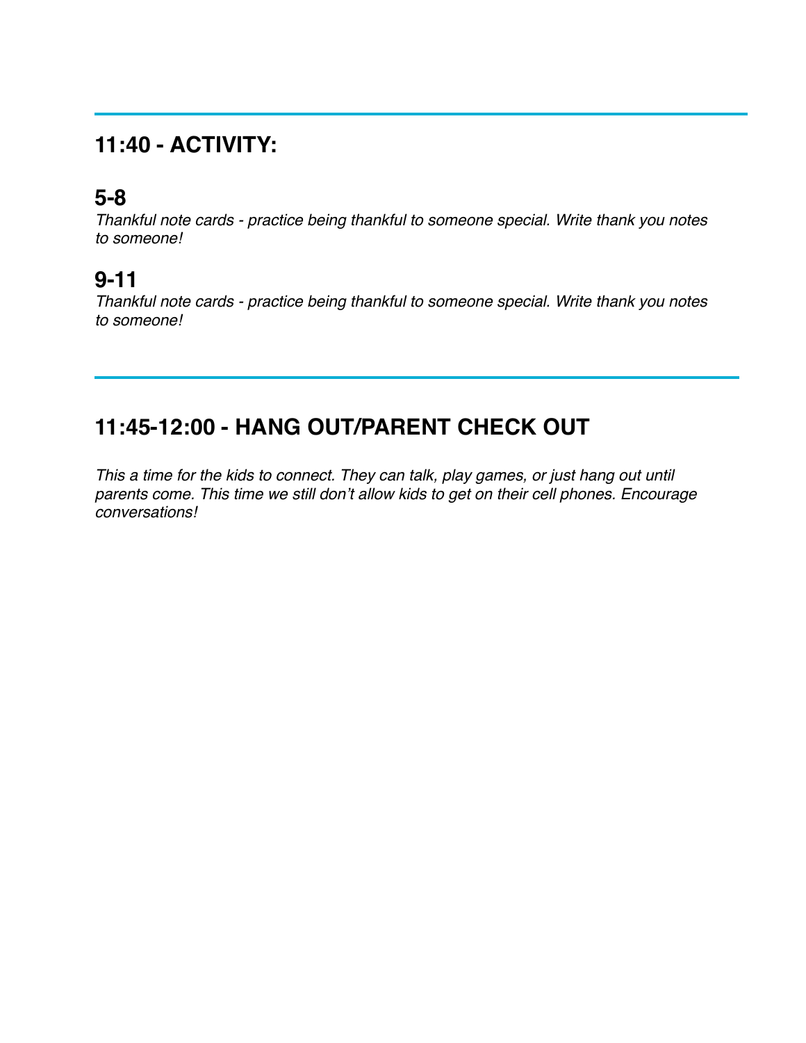## 11:40 - ACTIVITY:

### 5-8

*Thankful note cards - practice being thankful to someone special. Write thank you notes to someone!*

### 9-11

*Thankful note cards - practice being thankful to someone special. Write thank you notes to someone!*

## 11:45-12:00 - HANG OUT/PARENT CHECK OUT

*This a time for the kids to connect. They can talk, play games, or just hang out until parents come. This time we still don't allow kids to get on their cell phones. Encourage conversations!*